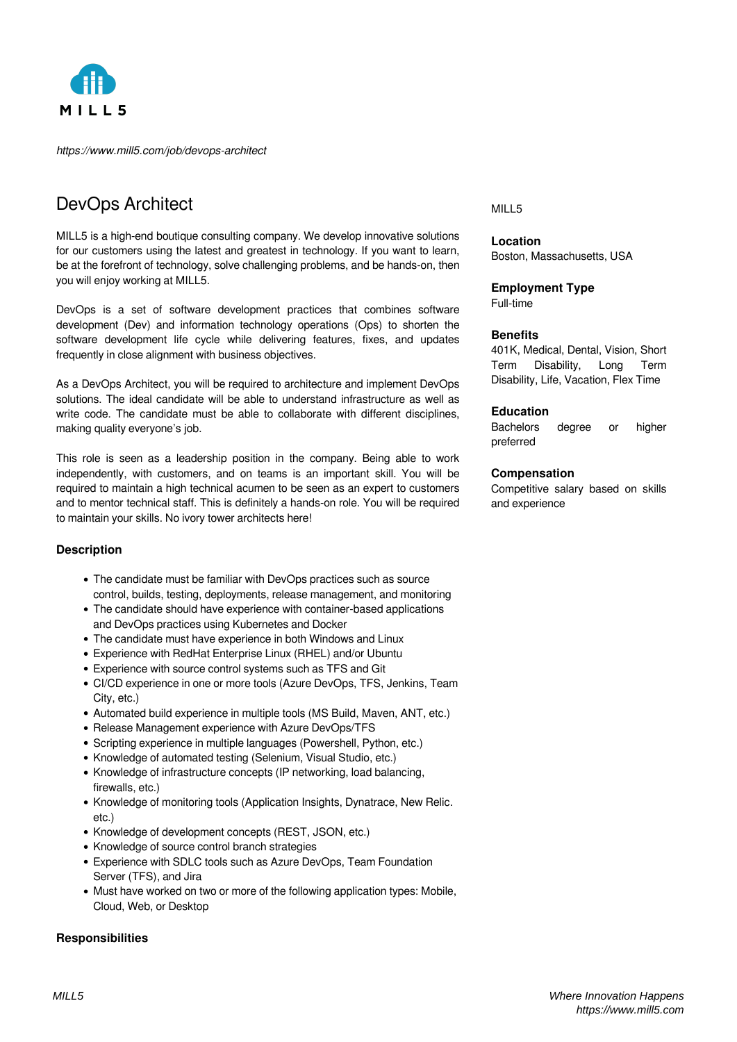MILL5

*https://www.mill5.com/job/devops-architect*

# DevOps Architect

MILL5

**Location**
Boston, Massachusetts, USA

**Employment Type**
Full-time

**Benefits**
401K, Medical, Dental, Vision, Short Term Disability, Long Term Disability, Life, Vacation, Flex Time

**Education**
Bachelors degree or higher preferred

**Compensation**
Competitive salary based on skills and experience

MILL5 is a high-end boutique consulting company. We develop innovative solutions for our customers using the latest and greatest in technology. If you want to learn, be at the forefront of technology, solve challenging problems, and be hands-on, then you will enjoy working at MILL5.

DevOps is a set of software development practices that combines software development (Dev) and information technology operations (Ops) to shorten the software development life cycle while delivering features, fixes, and updates frequently in close alignment with business objectives.

As a DevOps Architect, you will be required to architecture and implement DevOps solutions. The ideal candidate will be able to understand infrastructure as well as write code. The candidate must be able to collaborate with different disciplines, making quality everyone's job.

This role is seen as a leadership position in the company. Being able to work independently, with customers, and on teams is an important skill. You will be required to maintain a high technical acumen to be seen as an expert to customers and to mentor technical staff. This is definitely a hands-on role. You will be required to maintain your skills. No ivory tower architects here!

### Description

- The candidate must be familiar with DevOps practices such as source control, builds, testing, deployments, release management, and monitoring
- The candidate should have experience with container-based applications and DevOps practices using Kubernetes and Docker
- The candidate must have experience in both Windows and Linux
- Experience with RedHat Enterprise Linux (RHEL) and/or Ubuntu
- Experience with source control systems such as TFS and Git
- CI/CD experience in one or more tools (Azure DevOps, TFS, Jenkins, Team City, etc.)
- Automated build experience in multiple tools (MS Build, Maven, ANT, etc.)
- Release Management experience with Azure DevOps/TFS
- Scripting experience in multiple languages (Powershell, Python, etc.)
- Knowledge of automated testing (Selenium, Visual Studio, etc.)
- Knowledge of infrastructure concepts (IP networking, load balancing, firewalls, etc.)
- Knowledge of monitoring tools (Application Insights, Dynatrace, New Relic. etc.)
- Knowledge of development concepts (REST, JSON, etc.)
- Knowledge of source control branch strategies
- Experience with SDLC tools such as Azure DevOps, Team Foundation Server (TFS), and Jira
- Must have worked on two or more of the following application types: Mobile, Cloud, Web, or Desktop

### Responsibilities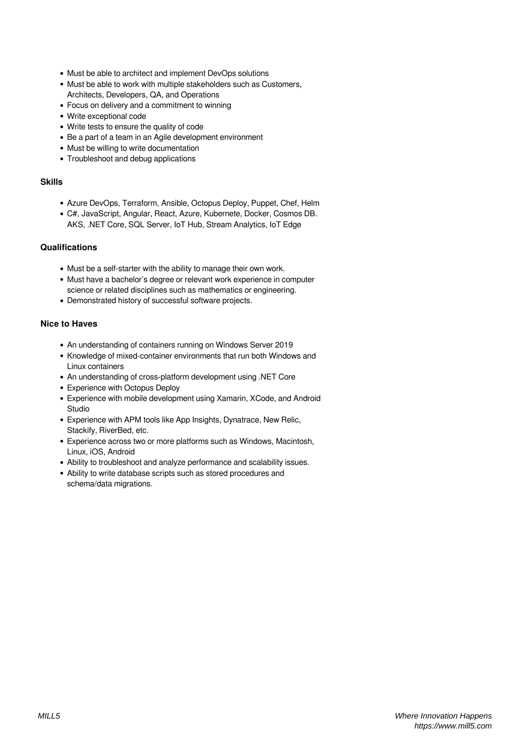- Must be able to architect and implement DevOps solutions
- Must be able to work with multiple stakeholders such as Customers, Architects, Developers, QA, and Operations
- Focus on delivery and a commitment to winning
- Write exceptional code
- Write tests to ensure the quality of code
- Be a part of a team in an Agile development environment
- Must be willing to write documentation
- Troubleshoot and debug applications

### Skills

- Azure DevOps, Terraform, Ansible, Octopus Deploy, Puppet, Chef, Helm
- C#, JavaScript, Angular, React, Azure, Kubernete, Docker, Cosmos DB. AKS, .NET Core, SQL Server, IoT Hub, Stream Analytics, IoT Edge

### Qualifications

- Must be a self-starter with the ability to manage their own work.
- Must have a bachelor's degree or relevant work experience in computer science or related disciplines such as mathematics or engineering.
- Demonstrated history of successful software projects.

### Nice to Haves

- An understanding of containers running on Windows Server 2019
- Knowledge of mixed-container environments that run both Windows and Linux containers
- An understanding of cross-platform development using .NET Core
- Experience with Octopus Deploy
- Experience with mobile development using Xamarin, XCode, and Android Studio
- Experience with APM tools like App Insights, Dynatrace, New Relic, Stackify, RiverBed, etc.
- Experience across two or more platforms such as Windows, Macintosh, Linux, iOS, Android
- Ability to troubleshoot and analyze performance and scalability issues.
- Ability to write database scripts such as stored procedures and schema/data migrations.